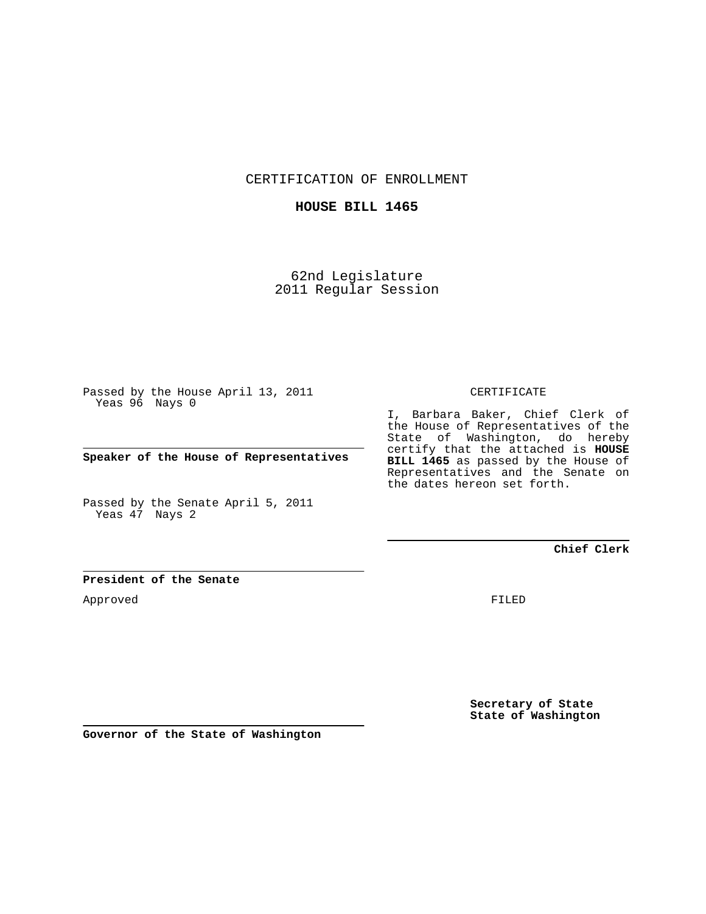CERTIFICATION OF ENROLLMENT

**HOUSE BILL 1465**

62nd Legislature
2011 Regular Session

Passed by the House April 13, 2011
Yeas 96 Nays 0

**Speaker of the House of Representatives**

Passed by the Senate April 5, 2011
Yeas 47 Nays 2

**President of the Senate**

Approved

**Governor of the State of Washington**

CERTIFICATE

I, Barbara Baker, Chief Clerk of the House of Representatives of the State of Washington, do hereby certify that the attached is **HOUSE BILL 1465** as passed by the House of Representatives and the Senate on the dates hereon set forth.

**Chief Clerk**

FILED

**Secretary of State**
**State of Washington**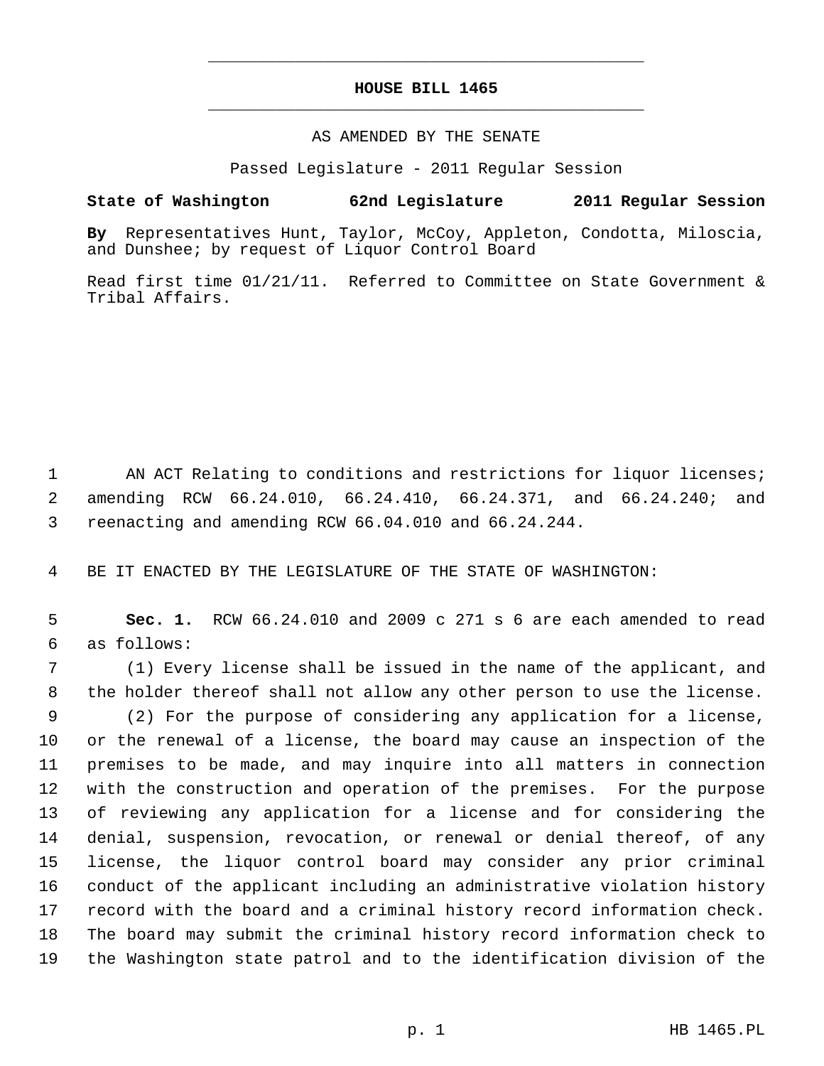# HOUSE BILL 1465

AS AMENDED BY THE SENATE

Passed Legislature - 2011 Regular Session

**State of Washington 62nd Legislature 2011 Regular Session**

**By** Representatives Hunt, Taylor, McCoy, Appleton, Condotta, Miloscia, and Dunshee; by request of Liquor Control Board

Read first time 01/21/11. Referred to Committee on State Government & Tribal Affairs.

1 AN ACT Relating to conditions and restrictions for liquor licenses;
2 amending RCW 66.24.010, 66.24.410, 66.24.371, and 66.24.240; and
3 reenacting and amending RCW 66.04.010 and 66.24.244.

4 BE IT ENACTED BY THE LEGISLATURE OF THE STATE OF WASHINGTON:

5 **Sec. 1.** RCW 66.24.010 and 2009 c 271 s 6 are each amended to read
6 as follows:

7 (1) Every license shall be issued in the name of the applicant, and
8 the holder thereof shall not allow any other person to use the license.

9 (2) For the purpose of considering any application for a license,
10 or the renewal of a license, the board may cause an inspection of the
11 premises to be made, and may inquire into all matters in connection
12 with the construction and operation of the premises. For the purpose
13 of reviewing any application for a license and for considering the
14 denial, suspension, revocation, or renewal or denial thereof, of any
15 license, the liquor control board may consider any prior criminal
16 conduct of the applicant including an administrative violation history
17 record with the board and a criminal history record information check.
18 The board may submit the criminal history record information check to
19 the Washington state patrol and to the identification division of the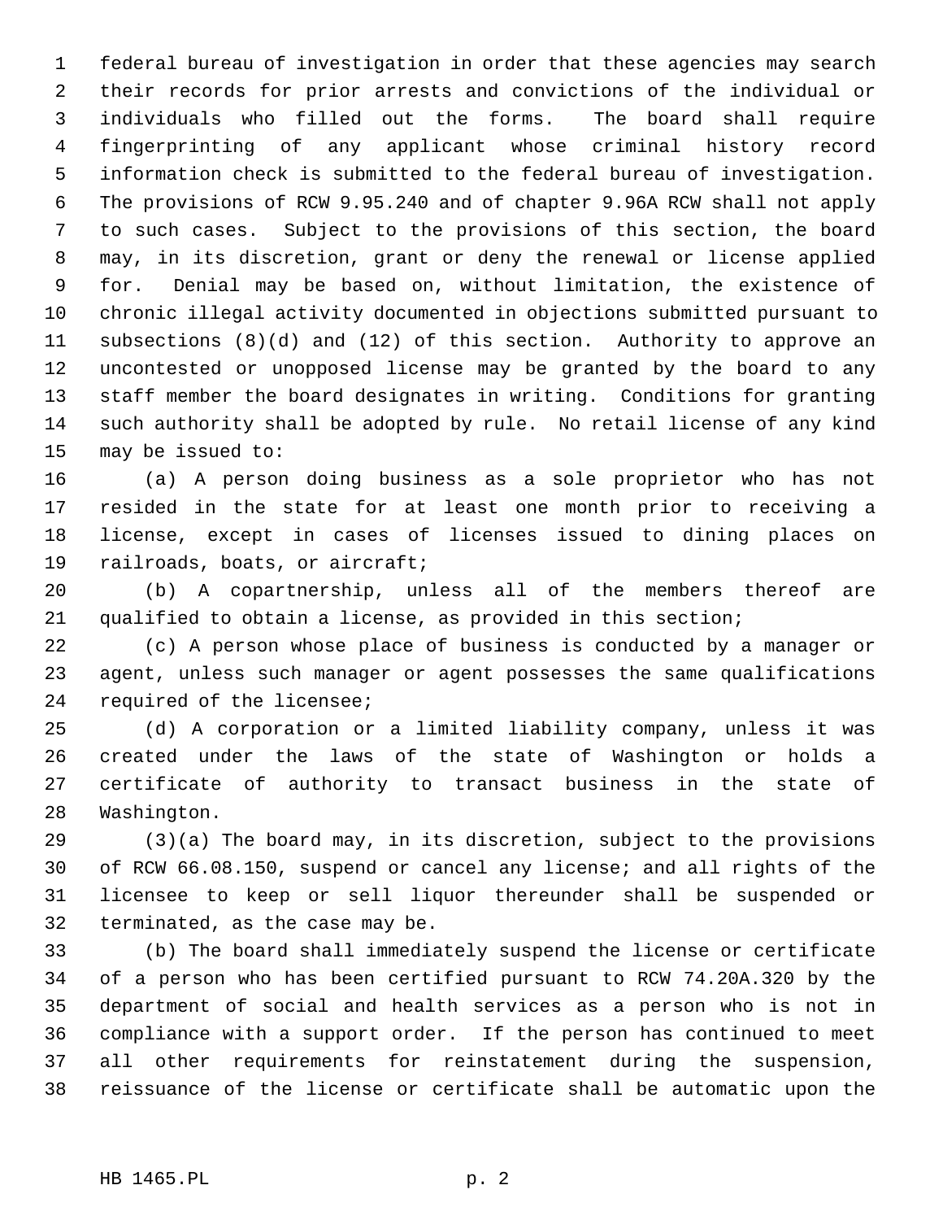federal bureau of investigation in order that these agencies may search their records for prior arrests and convictions of the individual or individuals who filled out the forms. The board shall require fingerprinting of any applicant whose criminal history record information check is submitted to the federal bureau of investigation. The provisions of RCW 9.95.240 and of chapter 9.96A RCW shall not apply to such cases. Subject to the provisions of this section, the board may, in its discretion, grant or deny the renewal or license applied for. Denial may be based on, without limitation, the existence of chronic illegal activity documented in objections submitted pursuant to subsections (8)(d) and (12) of this section. Authority to approve an uncontested or unopposed license may be granted by the board to any staff member the board designates in writing. Conditions for granting such authority shall be adopted by rule. No retail license of any kind may be issued to:

(a) A person doing business as a sole proprietor who has not resided in the state for at least one month prior to receiving a license, except in cases of licenses issued to dining places on railroads, boats, or aircraft;

(b) A copartnership, unless all of the members thereof are qualified to obtain a license, as provided in this section;

(c) A person whose place of business is conducted by a manager or agent, unless such manager or agent possesses the same qualifications required of the licensee;

(d) A corporation or a limited liability company, unless it was created under the laws of the state of Washington or holds a certificate of authority to transact business in the state of Washington.

(3)(a) The board may, in its discretion, subject to the provisions of RCW 66.08.150, suspend or cancel any license; and all rights of the licensee to keep or sell liquor thereunder shall be suspended or terminated, as the case may be.

(b) The board shall immediately suspend the license or certificate of a person who has been certified pursuant to RCW 74.20A.320 by the department of social and health services as a person who is not in compliance with a support order. If the person has continued to meet all other requirements for reinstatement during the suspension, reissuance of the license or certificate shall be automatic upon the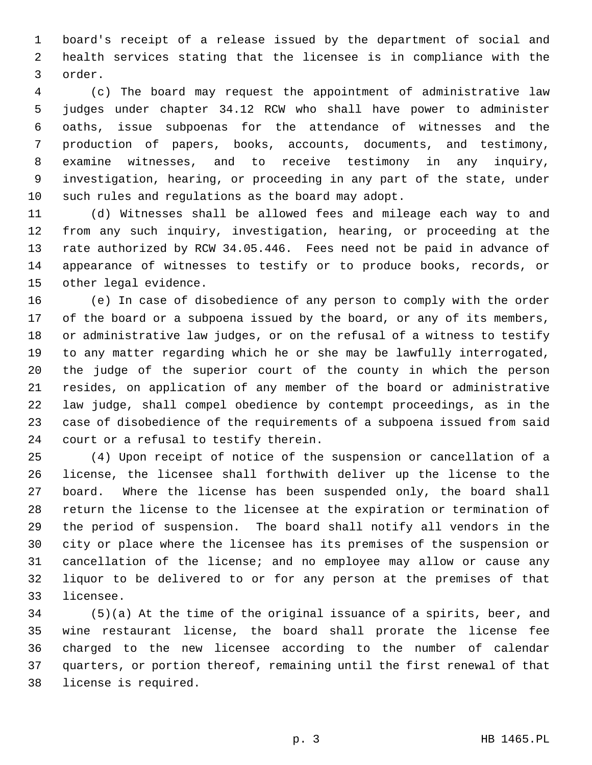board's receipt of a release issued by the department of social and health services stating that the licensee is in compliance with the order.

(c) The board may request the appointment of administrative law judges under chapter 34.12 RCW who shall have power to administer oaths, issue subpoenas for the attendance of witnesses and the production of papers, books, accounts, documents, and testimony, examine witnesses, and to receive testimony in any inquiry, investigation, hearing, or proceeding in any part of the state, under such rules and regulations as the board may adopt.

(d) Witnesses shall be allowed fees and mileage each way to and from any such inquiry, investigation, hearing, or proceeding at the rate authorized by RCW 34.05.446. Fees need not be paid in advance of appearance of witnesses to testify or to produce books, records, or other legal evidence.

(e) In case of disobedience of any person to comply with the order of the board or a subpoena issued by the board, or any of its members, or administrative law judges, or on the refusal of a witness to testify to any matter regarding which he or she may be lawfully interrogated, the judge of the superior court of the county in which the person resides, on application of any member of the board or administrative law judge, shall compel obedience by contempt proceedings, as in the case of disobedience of the requirements of a subpoena issued from said court or a refusal to testify therein.

(4) Upon receipt of notice of the suspension or cancellation of a license, the licensee shall forthwith deliver up the license to the board. Where the license has been suspended only, the board shall return the license to the licensee at the expiration or termination of the period of suspension. The board shall notify all vendors in the city or place where the licensee has its premises of the suspension or cancellation of the license; and no employee may allow or cause any liquor to be delivered to or for any person at the premises of that licensee.

(5)(a) At the time of the original issuance of a spirits, beer, and wine restaurant license, the board shall prorate the license fee charged to the new licensee according to the number of calendar quarters, or portion thereof, remaining until the first renewal of that license is required.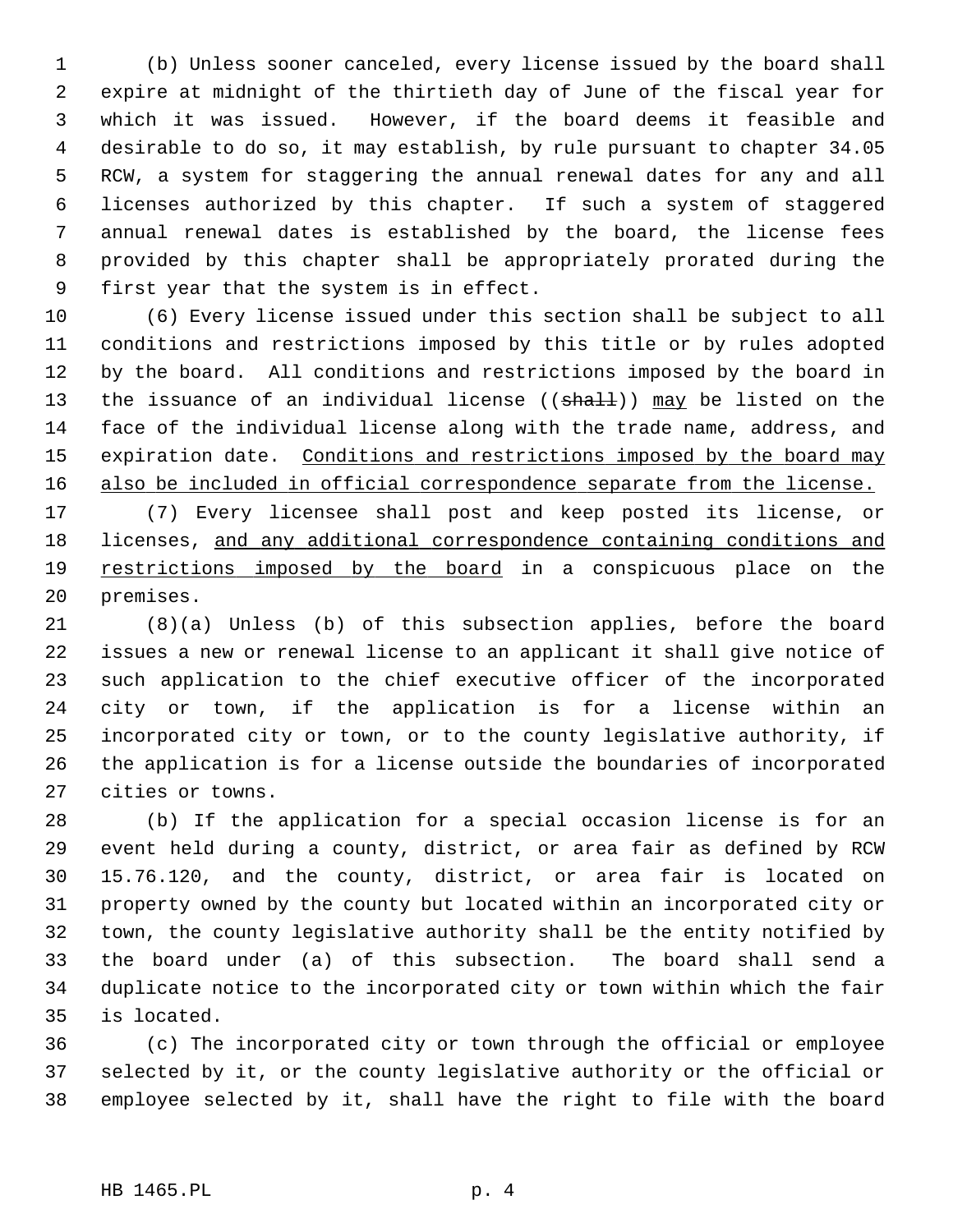(b) Unless sooner canceled, every license issued by the board shall expire at midnight of the thirtieth day of June of the fiscal year for which it was issued. However, if the board deems it feasible and desirable to do so, it may establish, by rule pursuant to chapter 34.05 RCW, a system for staggering the annual renewal dates for any and all licenses authorized by this chapter. If such a system of staggered annual renewal dates is established by the board, the license fees provided by this chapter shall be appropriately prorated during the first year that the system is in effect.

(6) Every license issued under this section shall be subject to all conditions and restrictions imposed by this title or by rules adopted by the board. All conditions and restrictions imposed by the board in the issuance of an individual license ((~~shall~~)) <u>may</u> be listed on the face of the individual license along with the trade name, address, and expiration date. <u>Conditions and restrictions imposed by the board may also be included in official correspondence separate from the license.</u>

(7) Every licensee shall post and keep posted its license, or licenses, <u>and any additional correspondence containing conditions and restrictions imposed by the board</u> in a conspicuous place on the premises.

(8)(a) Unless (b) of this subsection applies, before the board issues a new or renewal license to an applicant it shall give notice of such application to the chief executive officer of the incorporated city or town, if the application is for a license within an incorporated city or town, or to the county legislative authority, if the application is for a license outside the boundaries of incorporated cities or towns.

(b) If the application for a special occasion license is for an event held during a county, district, or area fair as defined by RCW 15.76.120, and the county, district, or area fair is located on property owned by the county but located within an incorporated city or town, the county legislative authority shall be the entity notified by the board under (a) of this subsection. The board shall send a duplicate notice to the incorporated city or town within which the fair is located.

(c) The incorporated city or town through the official or employee selected by it, or the county legislative authority or the official or employee selected by it, shall have the right to file with the board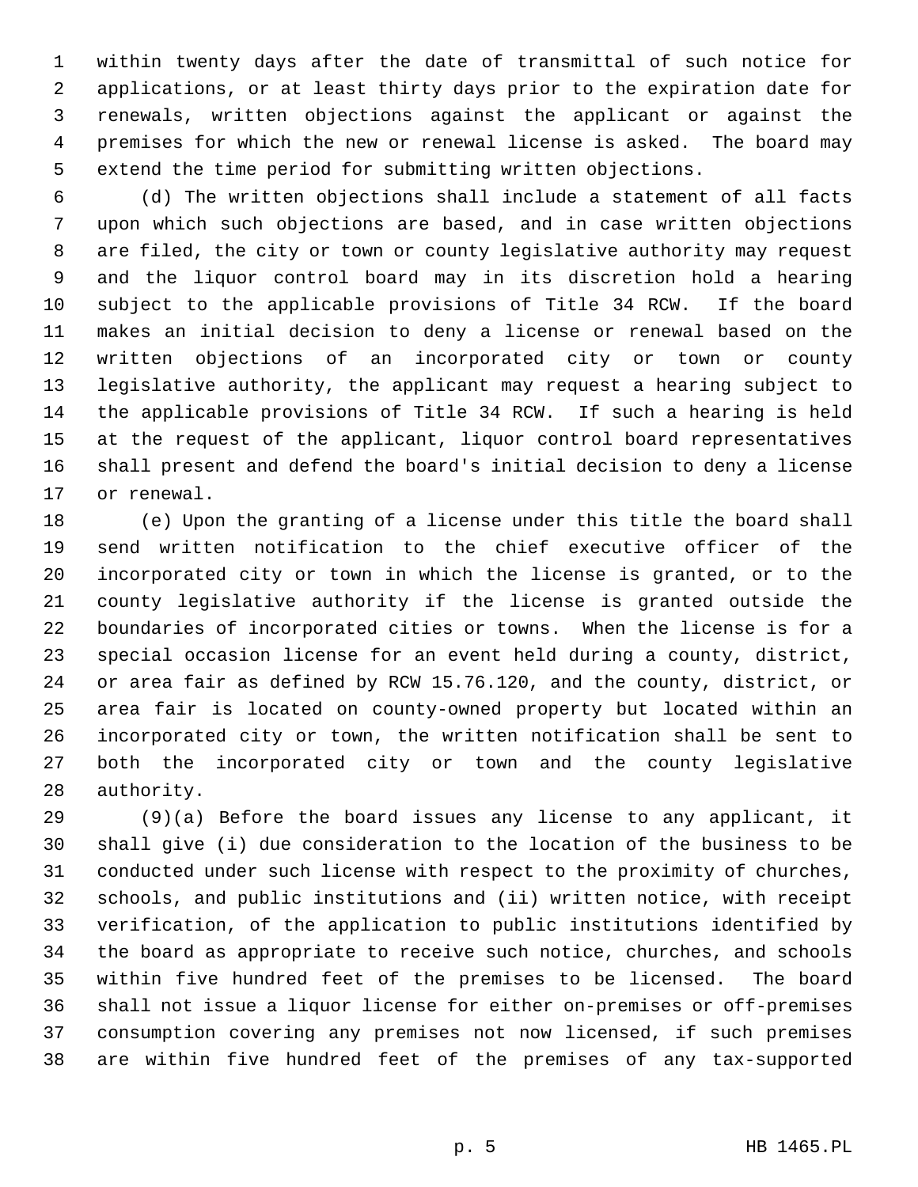within twenty days after the date of transmittal of such notice for applications, or at least thirty days prior to the expiration date for renewals, written objections against the applicant or against the premises for which the new or renewal license is asked. The board may extend the time period for submitting written objections.

(d) The written objections shall include a statement of all facts upon which such objections are based, and in case written objections are filed, the city or town or county legislative authority may request and the liquor control board may in its discretion hold a hearing subject to the applicable provisions of Title 34 RCW. If the board makes an initial decision to deny a license or renewal based on the written objections of an incorporated city or town or county legislative authority, the applicant may request a hearing subject to the applicable provisions of Title 34 RCW. If such a hearing is held at the request of the applicant, liquor control board representatives shall present and defend the board's initial decision to deny a license or renewal.

(e) Upon the granting of a license under this title the board shall send written notification to the chief executive officer of the incorporated city or town in which the license is granted, or to the county legislative authority if the license is granted outside the boundaries of incorporated cities or towns. When the license is for a special occasion license for an event held during a county, district, or area fair as defined by RCW 15.76.120, and the county, district, or area fair is located on county-owned property but located within an incorporated city or town, the written notification shall be sent to both the incorporated city or town and the county legislative authority.

(9)(a) Before the board issues any license to any applicant, it shall give (i) due consideration to the location of the business to be conducted under such license with respect to the proximity of churches, schools, and public institutions and (ii) written notice, with receipt verification, of the application to public institutions identified by the board as appropriate to receive such notice, churches, and schools within five hundred feet of the premises to be licensed. The board shall not issue a liquor license for either on-premises or off-premises consumption covering any premises not now licensed, if such premises are within five hundred feet of the premises of any tax-supported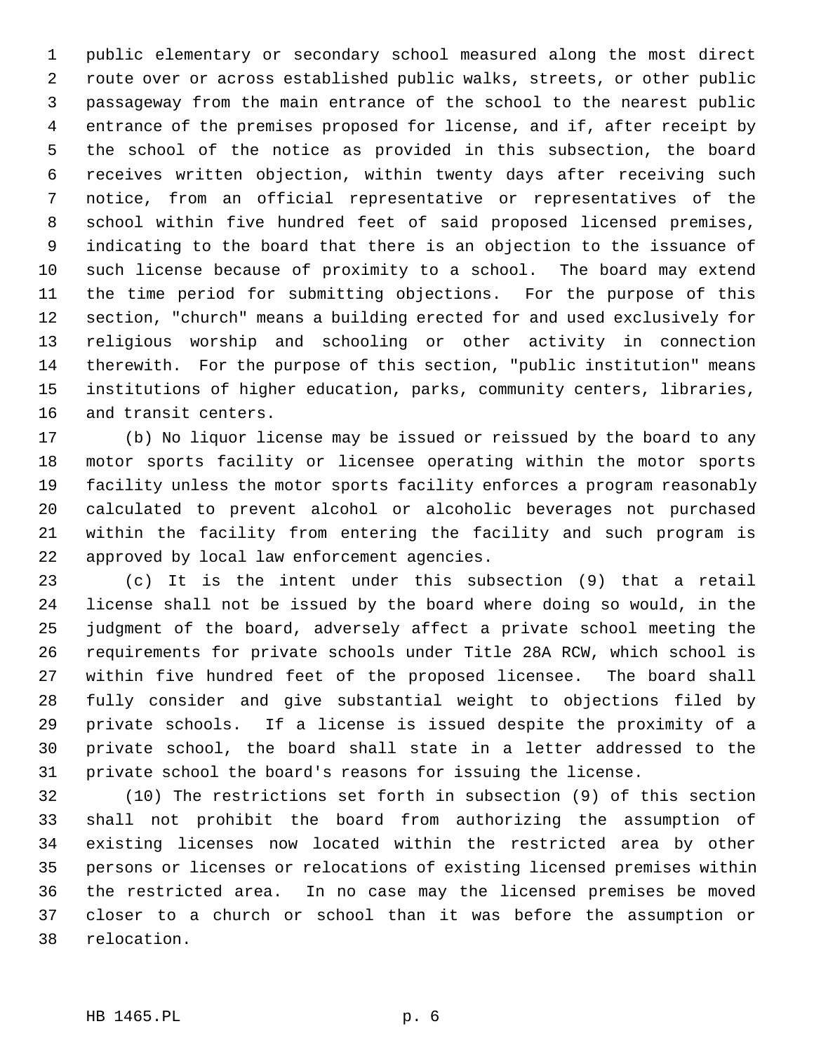public elementary or secondary school measured along the most direct route over or across established public walks, streets, or other public passageway from the main entrance of the school to the nearest public entrance of the premises proposed for license, and if, after receipt by the school of the notice as provided in this subsection, the board receives written objection, within twenty days after receiving such notice, from an official representative or representatives of the school within five hundred feet of said proposed licensed premises, indicating to the board that there is an objection to the issuance of such license because of proximity to a school. The board may extend the time period for submitting objections. For the purpose of this section, "church" means a building erected for and used exclusively for religious worship and schooling or other activity in connection therewith. For the purpose of this section, "public institution" means institutions of higher education, parks, community centers, libraries, and transit centers.

(b) No liquor license may be issued or reissued by the board to any motor sports facility or licensee operating within the motor sports facility unless the motor sports facility enforces a program reasonably calculated to prevent alcohol or alcoholic beverages not purchased within the facility from entering the facility and such program is approved by local law enforcement agencies.

(c) It is the intent under this subsection (9) that a retail license shall not be issued by the board where doing so would, in the judgment of the board, adversely affect a private school meeting the requirements for private schools under Title 28A RCW, which school is within five hundred feet of the proposed licensee. The board shall fully consider and give substantial weight to objections filed by private schools. If a license is issued despite the proximity of a private school, the board shall state in a letter addressed to the private school the board's reasons for issuing the license.

(10) The restrictions set forth in subsection (9) of this section shall not prohibit the board from authorizing the assumption of existing licenses now located within the restricted area by other persons or licenses or relocations of existing licensed premises within the restricted area. In no case may the licensed premises be moved closer to a church or school than it was before the assumption or relocation.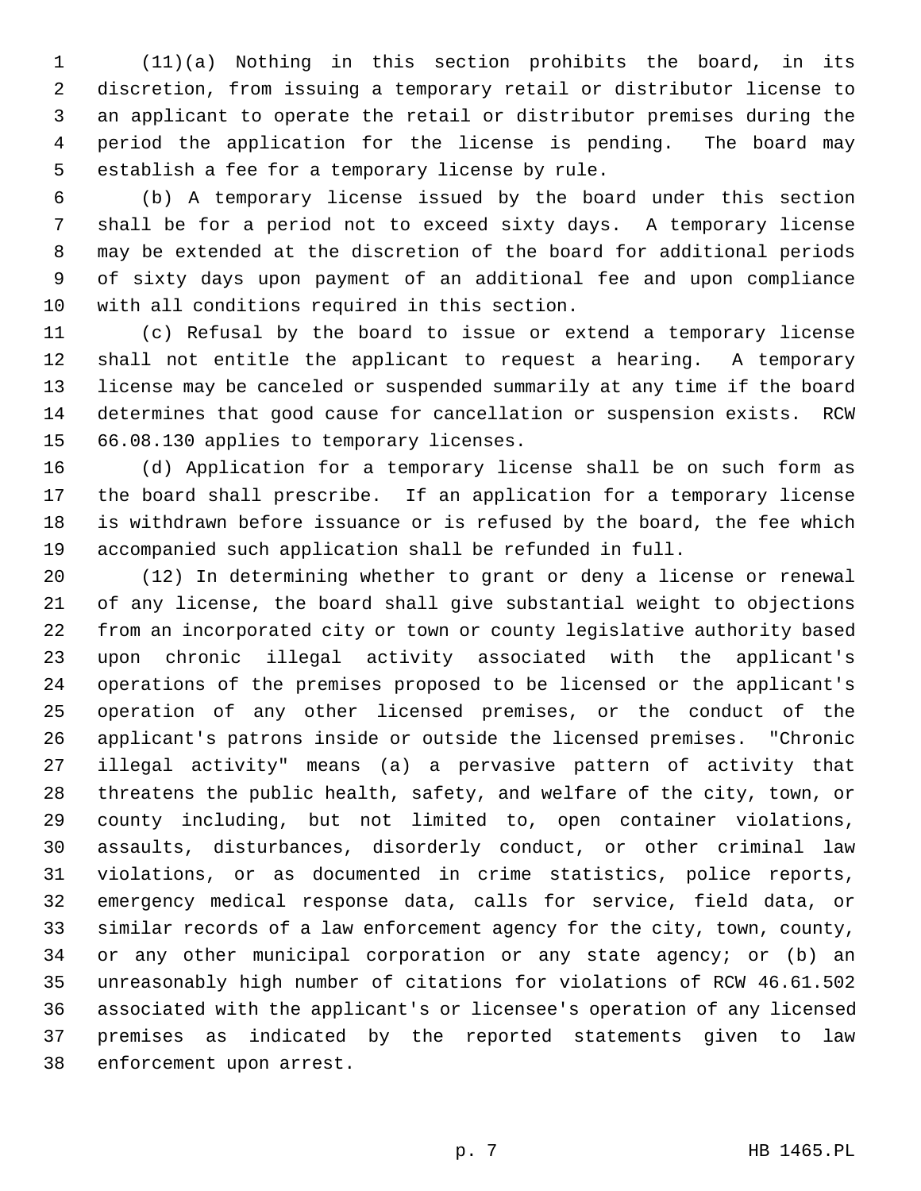(11)(a) Nothing in this section prohibits the board, in its discretion, from issuing a temporary retail or distributor license to an applicant to operate the retail or distributor premises during the period the application for the license is pending. The board may establish a fee for a temporary license by rule.

(b) A temporary license issued by the board under this section shall be for a period not to exceed sixty days. A temporary license may be extended at the discretion of the board for additional periods of sixty days upon payment of an additional fee and upon compliance with all conditions required in this section.

(c) Refusal by the board to issue or extend a temporary license shall not entitle the applicant to request a hearing. A temporary license may be canceled or suspended summarily at any time if the board determines that good cause for cancellation or suspension exists. RCW 66.08.130 applies to temporary licenses.

(d) Application for a temporary license shall be on such form as the board shall prescribe. If an application for a temporary license is withdrawn before issuance or is refused by the board, the fee which accompanied such application shall be refunded in full.

(12) In determining whether to grant or deny a license or renewal of any license, the board shall give substantial weight to objections from an incorporated city or town or county legislative authority based upon chronic illegal activity associated with the applicant's operations of the premises proposed to be licensed or the applicant's operation of any other licensed premises, or the conduct of the applicant's patrons inside or outside the licensed premises. "Chronic illegal activity" means (a) a pervasive pattern of activity that threatens the public health, safety, and welfare of the city, town, or county including, but not limited to, open container violations, assaults, disturbances, disorderly conduct, or other criminal law violations, or as documented in crime statistics, police reports, emergency medical response data, calls for service, field data, or similar records of a law enforcement agency for the city, town, county, or any other municipal corporation or any state agency; or (b) an unreasonably high number of citations for violations of RCW 46.61.502 associated with the applicant's or licensee's operation of any licensed premises as indicated by the reported statements given to law enforcement upon arrest.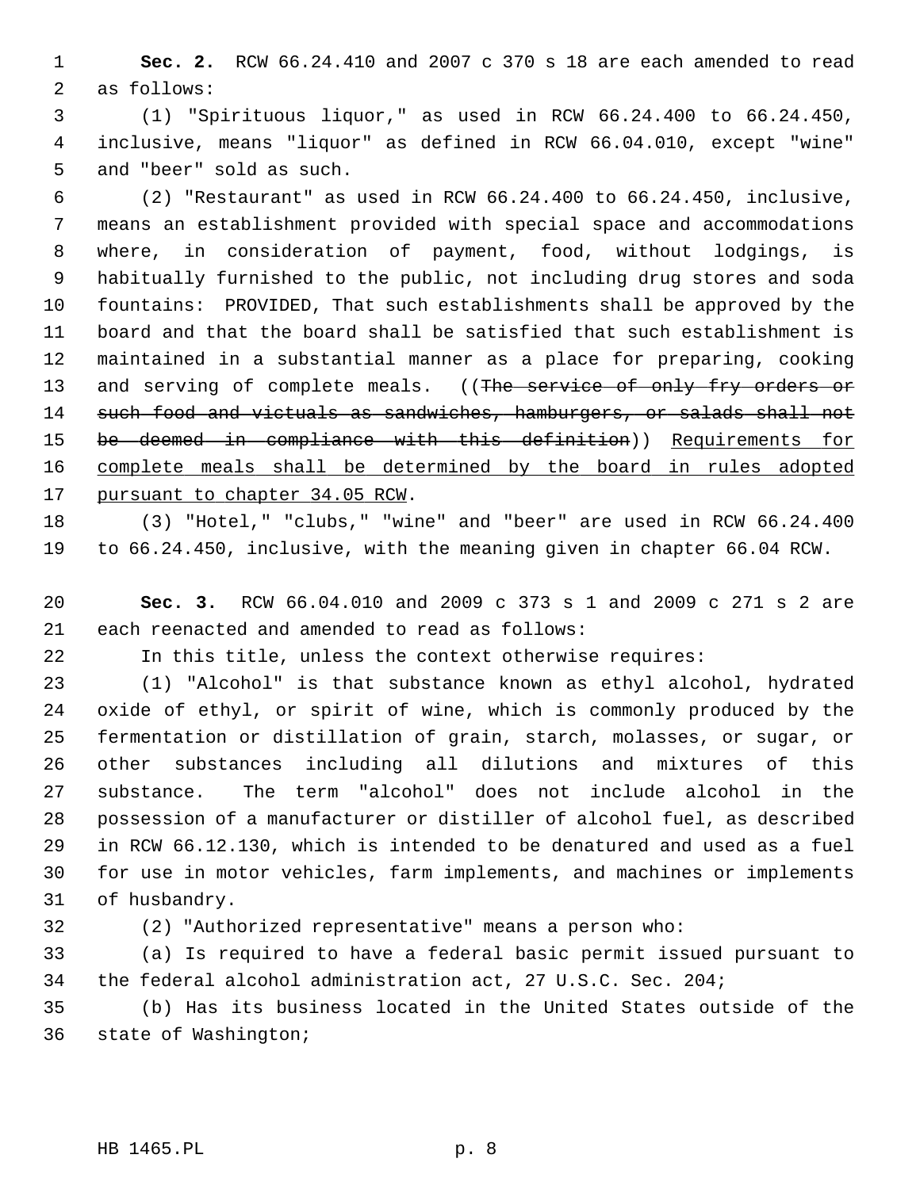**Sec. 2.** RCW 66.24.410 and 2007 c 370 s 18 are each amended to read as follows:

(1) "Spirituous liquor," as used in RCW 66.24.400 to 66.24.450, inclusive, means "liquor" as defined in RCW 66.04.010, except "wine" and "beer" sold as such.

(2) "Restaurant" as used in RCW 66.24.400 to 66.24.450, inclusive, means an establishment provided with special space and accommodations where, in consideration of payment, food, without lodgings, is habitually furnished to the public, not including drug stores and soda fountains: PROVIDED, That such establishments shall be approved by the board and that the board shall be satisfied that such establishment is maintained in a substantial manner as a place for preparing, cooking and serving of complete meals. ((~~The service of only fry orders or such food and victuals as sandwiches, hamburgers, or salads shall not be deemed in compliance with this definition~~)) <u>Requirements for complete meals shall be determined by the board in rules adopted pursuant to chapter 34.05 RCW</u>.

(3) "Hotel," "clubs," "wine" and "beer" are used in RCW 66.24.400 to 66.24.450, inclusive, with the meaning given in chapter 66.04 RCW.

**Sec. 3.** RCW 66.04.010 and 2009 c 373 s 1 and 2009 c 271 s 2 are each reenacted and amended to read as follows:

In this title, unless the context otherwise requires:

(1) "Alcohol" is that substance known as ethyl alcohol, hydrated oxide of ethyl, or spirit of wine, which is commonly produced by the fermentation or distillation of grain, starch, molasses, or sugar, or other substances including all dilutions and mixtures of this substance. The term "alcohol" does not include alcohol in the possession of a manufacturer or distiller of alcohol fuel, as described in RCW 66.12.130, which is intended to be denatured and used as a fuel for use in motor vehicles, farm implements, and machines or implements of husbandry.

(2) "Authorized representative" means a person who:

(a) Is required to have a federal basic permit issued pursuant to the federal alcohol administration act, 27 U.S.C. Sec. 204;

(b) Has its business located in the United States outside of the state of Washington;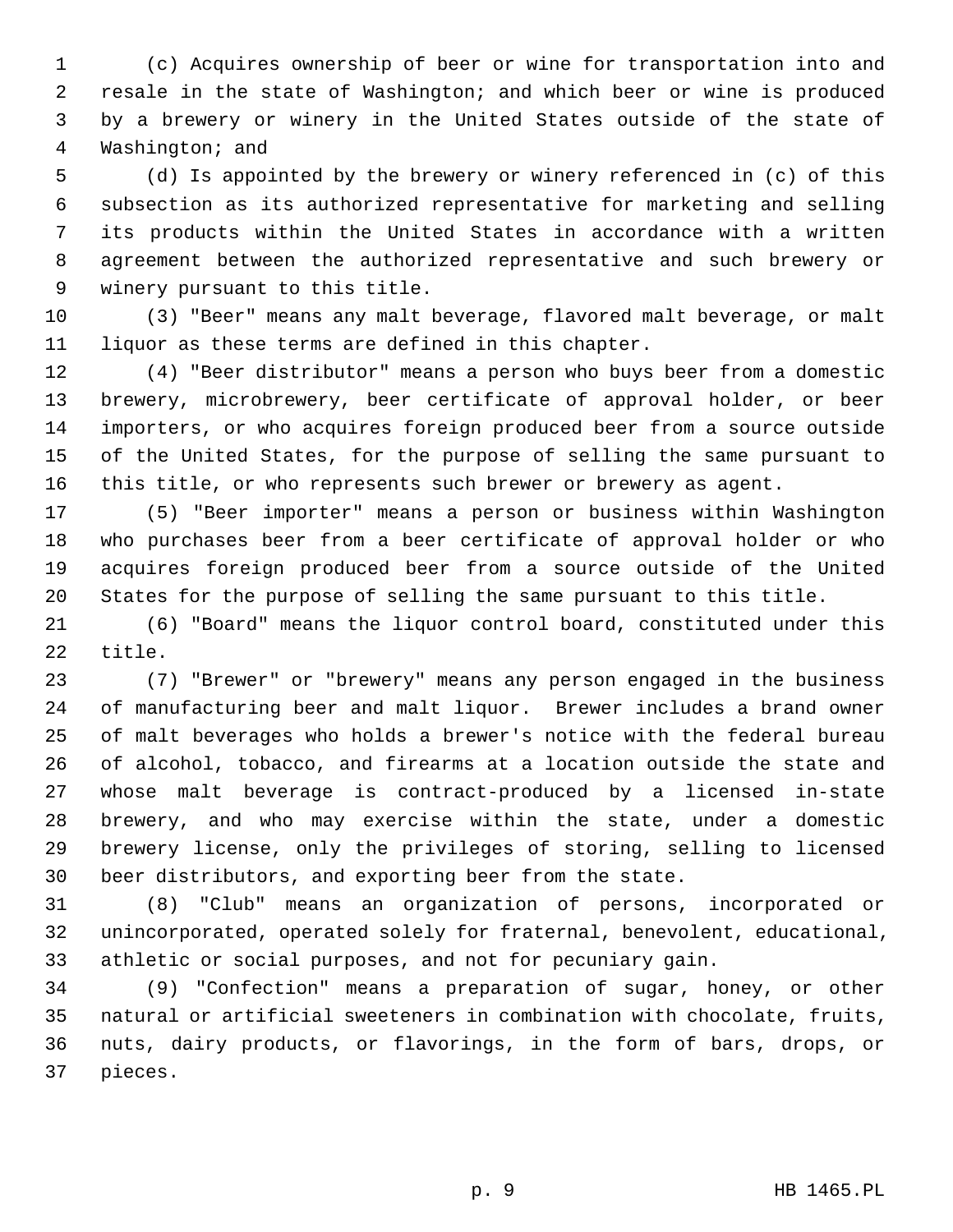(c) Acquires ownership of beer or wine for transportation into and resale in the state of Washington; and which beer or wine is produced by a brewery or winery in the United States outside of the state of Washington; and

(d) Is appointed by the brewery or winery referenced in (c) of this subsection as its authorized representative for marketing and selling its products within the United States in accordance with a written agreement between the authorized representative and such brewery or winery pursuant to this title.

(3) "Beer" means any malt beverage, flavored malt beverage, or malt liquor as these terms are defined in this chapter.

(4) "Beer distributor" means a person who buys beer from a domestic brewery, microbrewery, beer certificate of approval holder, or beer importers, or who acquires foreign produced beer from a source outside of the United States, for the purpose of selling the same pursuant to this title, or who represents such brewer or brewery as agent.

(5) "Beer importer" means a person or business within Washington who purchases beer from a beer certificate of approval holder or who acquires foreign produced beer from a source outside of the United States for the purpose of selling the same pursuant to this title.

(6) "Board" means the liquor control board, constituted under this title.

(7) "Brewer" or "brewery" means any person engaged in the business of manufacturing beer and malt liquor. Brewer includes a brand owner of malt beverages who holds a brewer's notice with the federal bureau of alcohol, tobacco, and firearms at a location outside the state and whose malt beverage is contract-produced by a licensed in-state brewery, and who may exercise within the state, under a domestic brewery license, only the privileges of storing, selling to licensed beer distributors, and exporting beer from the state.

(8) "Club" means an organization of persons, incorporated or unincorporated, operated solely for fraternal, benevolent, educational, athletic or social purposes, and not for pecuniary gain.

(9) "Confection" means a preparation of sugar, honey, or other natural or artificial sweeteners in combination with chocolate, fruits, nuts, dairy products, or flavorings, in the form of bars, drops, or pieces.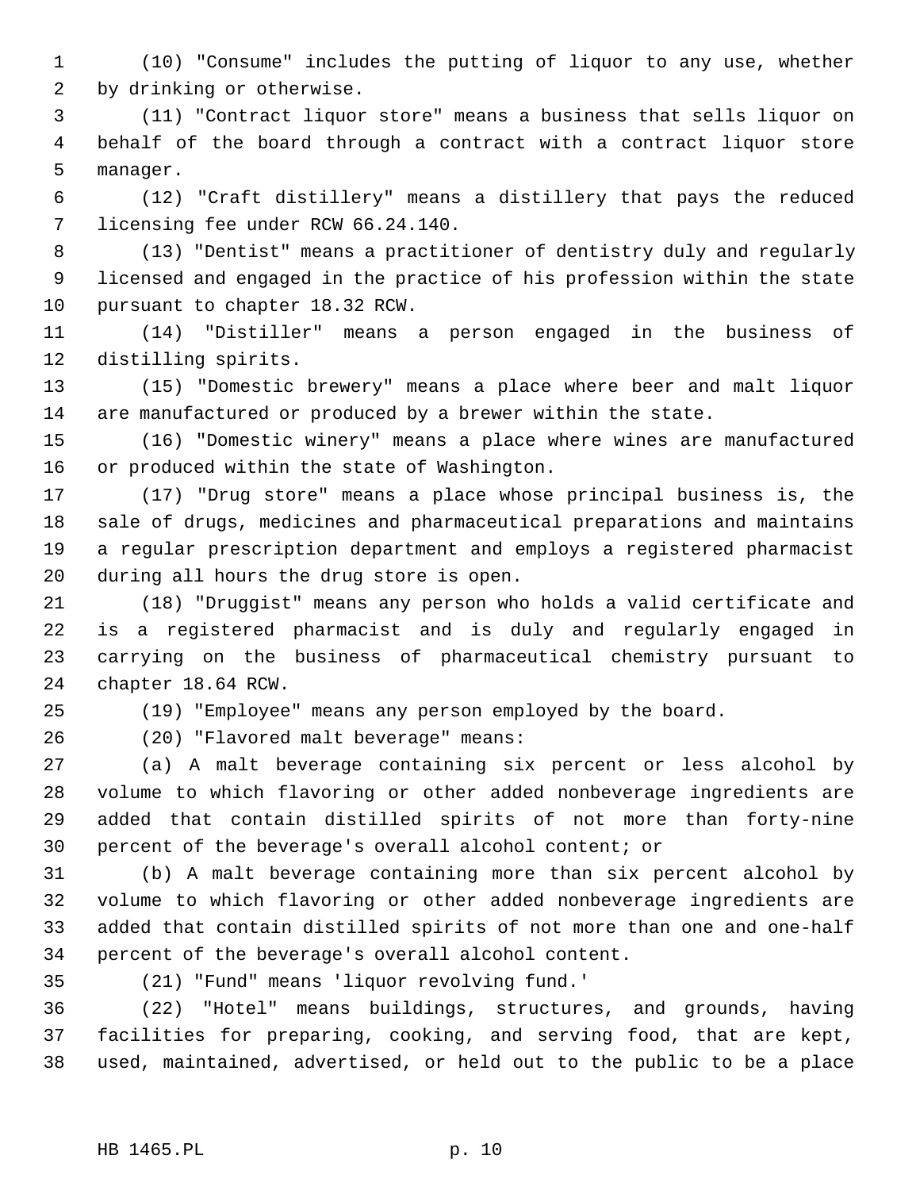(10) "Consume" includes the putting of liquor to any use, whether by drinking or otherwise.

(11) "Contract liquor store" means a business that sells liquor on behalf of the board through a contract with a contract liquor store manager.

(12) "Craft distillery" means a distillery that pays the reduced licensing fee under RCW 66.24.140.

(13) "Dentist" means a practitioner of dentistry duly and regularly licensed and engaged in the practice of his profession within the state pursuant to chapter 18.32 RCW.

(14) "Distiller" means a person engaged in the business of distilling spirits.

(15) "Domestic brewery" means a place where beer and malt liquor are manufactured or produced by a brewer within the state.

(16) "Domestic winery" means a place where wines are manufactured or produced within the state of Washington.

(17) "Drug store" means a place whose principal business is, the sale of drugs, medicines and pharmaceutical preparations and maintains a regular prescription department and employs a registered pharmacist during all hours the drug store is open.

(18) "Druggist" means any person who holds a valid certificate and is a registered pharmacist and is duly and regularly engaged in carrying on the business of pharmaceutical chemistry pursuant to chapter 18.64 RCW.

(19) "Employee" means any person employed by the board.

(20) "Flavored malt beverage" means:

(a) A malt beverage containing six percent or less alcohol by volume to which flavoring or other added nonbeverage ingredients are added that contain distilled spirits of not more than forty-nine percent of the beverage's overall alcohol content; or

(b) A malt beverage containing more than six percent alcohol by volume to which flavoring or other added nonbeverage ingredients are added that contain distilled spirits of not more than one and one-half percent of the beverage's overall alcohol content.

(21) "Fund" means 'liquor revolving fund.'

(22) "Hotel" means buildings, structures, and grounds, having facilities for preparing, cooking, and serving food, that are kept, used, maintained, advertised, or held out to the public to be a place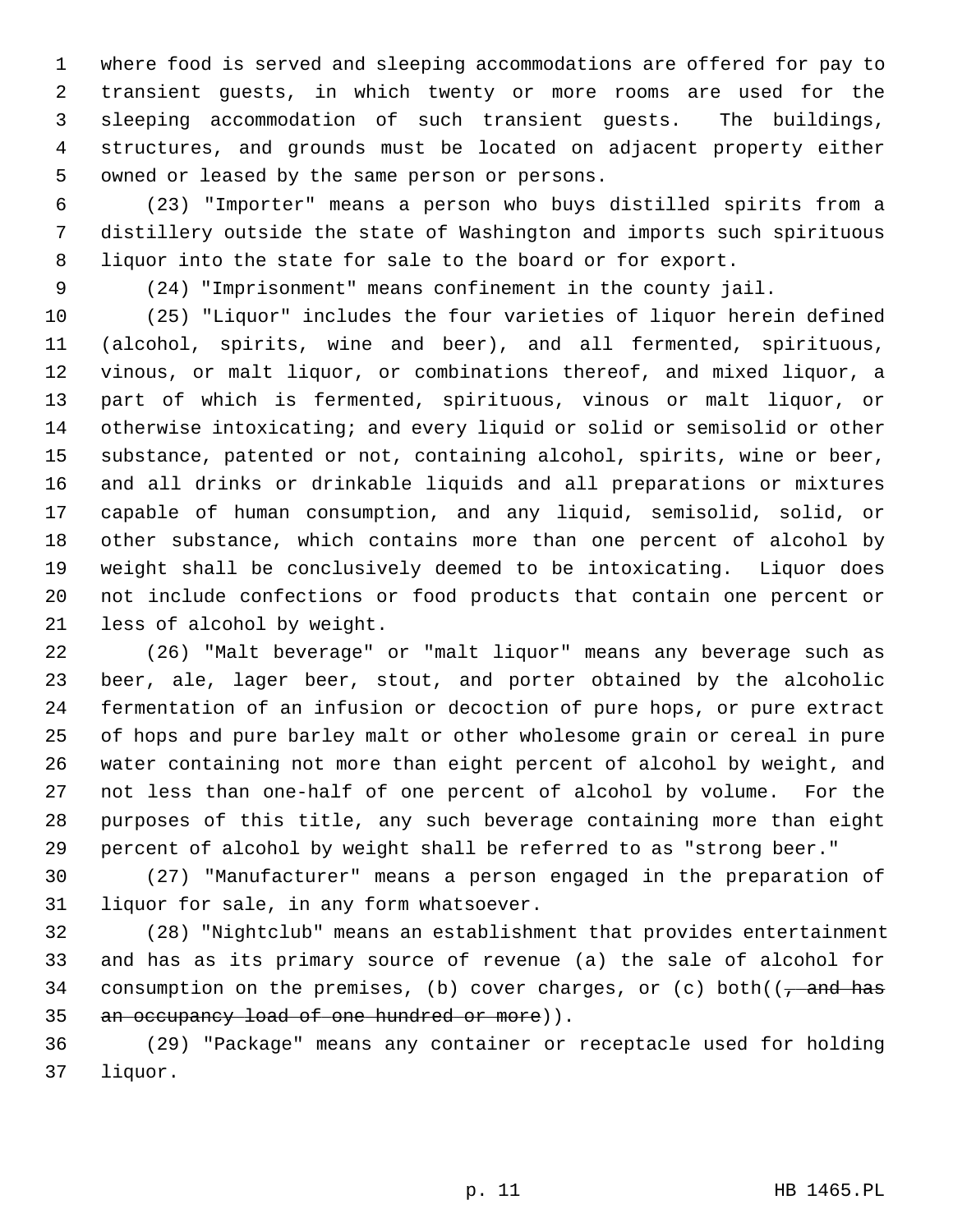where food is served and sleeping accommodations are offered for pay to transient guests, in which twenty or more rooms are used for the sleeping accommodation of such transient guests. The buildings, structures, and grounds must be located on adjacent property either owned or leased by the same person or persons.

(23) "Importer" means a person who buys distilled spirits from a distillery outside the state of Washington and imports such spirituous liquor into the state for sale to the board or for export.

(24) "Imprisonment" means confinement in the county jail.

(25) "Liquor" includes the four varieties of liquor herein defined (alcohol, spirits, wine and beer), and all fermented, spirituous, vinous, or malt liquor, or combinations thereof, and mixed liquor, a part of which is fermented, spirituous, vinous or malt liquor, or otherwise intoxicating; and every liquid or solid or semisolid or other substance, patented or not, containing alcohol, spirits, wine or beer, and all drinks or drinkable liquids and all preparations or mixtures capable of human consumption, and any liquid, semisolid, solid, or other substance, which contains more than one percent of alcohol by weight shall be conclusively deemed to be intoxicating. Liquor does not include confections or food products that contain one percent or less of alcohol by weight.

(26) "Malt beverage" or "malt liquor" means any beverage such as beer, ale, lager beer, stout, and porter obtained by the alcoholic fermentation of an infusion or decoction of pure hops, or pure extract of hops and pure barley malt or other wholesome grain or cereal in pure water containing not more than eight percent of alcohol by weight, and not less than one-half of one percent of alcohol by volume. For the purposes of this title, any such beverage containing more than eight percent of alcohol by weight shall be referred to as "strong beer."

(27) "Manufacturer" means a person engaged in the preparation of liquor for sale, in any form whatsoever.

(28) "Nightclub" means an establishment that provides entertainment and has as its primary source of revenue (a) the sale of alcohol for consumption on the premises, (b) cover charges, or (c) both((~~, and has an occupancy load of one hundred or more~~)).

(29) "Package" means any container or receptacle used for holding liquor.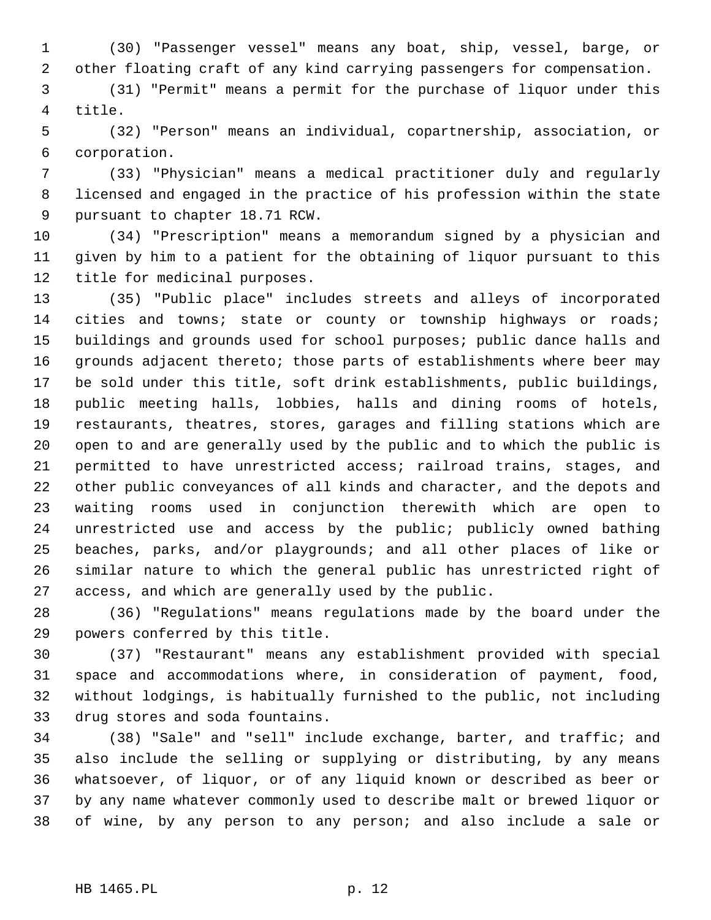(30) "Passenger vessel" means any boat, ship, vessel, barge, or other floating craft of any kind carrying passengers for compensation.

(31) "Permit" means a permit for the purchase of liquor under this title.

(32) "Person" means an individual, copartnership, association, or corporation.

(33) "Physician" means a medical practitioner duly and regularly licensed and engaged in the practice of his profession within the state pursuant to chapter 18.71 RCW.

(34) "Prescription" means a memorandum signed by a physician and given by him to a patient for the obtaining of liquor pursuant to this title for medicinal purposes.

(35) "Public place" includes streets and alleys of incorporated cities and towns; state or county or township highways or roads; buildings and grounds used for school purposes; public dance halls and grounds adjacent thereto; those parts of establishments where beer may be sold under this title, soft drink establishments, public buildings, public meeting halls, lobbies, halls and dining rooms of hotels, restaurants, theatres, stores, garages and filling stations which are open to and are generally used by the public and to which the public is permitted to have unrestricted access; railroad trains, stages, and other public conveyances of all kinds and character, and the depots and waiting rooms used in conjunction therewith which are open to unrestricted use and access by the public; publicly owned bathing beaches, parks, and/or playgrounds; and all other places of like or similar nature to which the general public has unrestricted right of access, and which are generally used by the public.

(36) "Regulations" means regulations made by the board under the powers conferred by this title.

(37) "Restaurant" means any establishment provided with special space and accommodations where, in consideration of payment, food, without lodgings, is habitually furnished to the public, not including drug stores and soda fountains.

(38) "Sale" and "sell" include exchange, barter, and traffic; and also include the selling or supplying or distributing, by any means whatsoever, of liquor, or of any liquid known or described as beer or by any name whatever commonly used to describe malt or brewed liquor or of wine, by any person to any person; and also include a sale or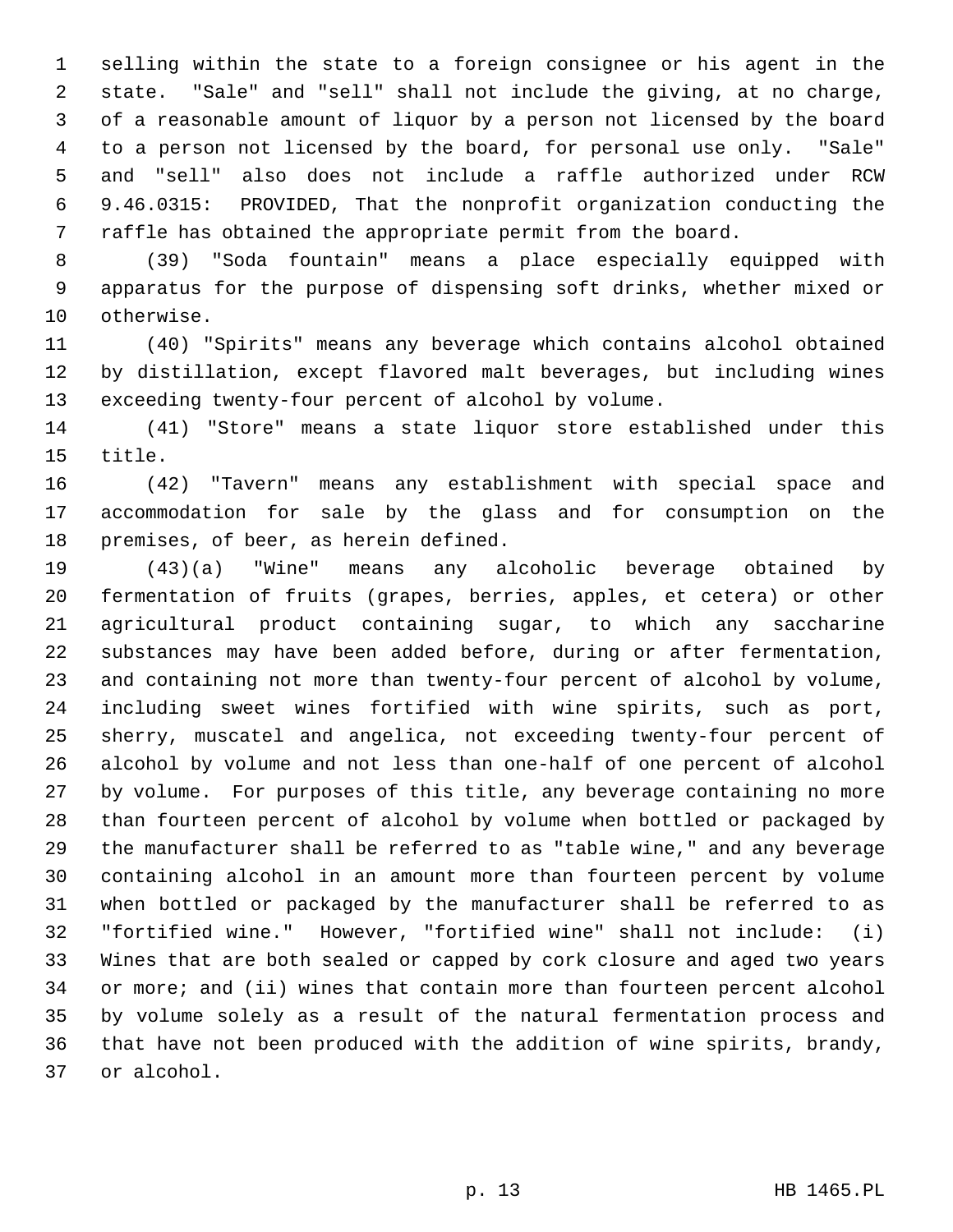selling within the state to a foreign consignee or his agent in the state. "Sale" and "sell" shall not include the giving, at no charge, of a reasonable amount of liquor by a person not licensed by the board to a person not licensed by the board, for personal use only. "Sale" and "sell" also does not include a raffle authorized under RCW 9.46.0315: PROVIDED, That the nonprofit organization conducting the raffle has obtained the appropriate permit from the board.

(39) "Soda fountain" means a place especially equipped with apparatus for the purpose of dispensing soft drinks, whether mixed or otherwise.

(40) "Spirits" means any beverage which contains alcohol obtained by distillation, except flavored malt beverages, but including wines exceeding twenty-four percent of alcohol by volume.

(41) "Store" means a state liquor store established under this title.

(42) "Tavern" means any establishment with special space and accommodation for sale by the glass and for consumption on the premises, of beer, as herein defined.

(43)(a) "Wine" means any alcoholic beverage obtained by fermentation of fruits (grapes, berries, apples, et cetera) or other agricultural product containing sugar, to which any saccharine substances may have been added before, during or after fermentation, and containing not more than twenty-four percent of alcohol by volume, including sweet wines fortified with wine spirits, such as port, sherry, muscatel and angelica, not exceeding twenty-four percent of alcohol by volume and not less than one-half of one percent of alcohol by volume. For purposes of this title, any beverage containing no more than fourteen percent of alcohol by volume when bottled or packaged by the manufacturer shall be referred to as "table wine," and any beverage containing alcohol in an amount more than fourteen percent by volume when bottled or packaged by the manufacturer shall be referred to as "fortified wine." However, "fortified wine" shall not include: (i) Wines that are both sealed or capped by cork closure and aged two years or more; and (ii) wines that contain more than fourteen percent alcohol by volume solely as a result of the natural fermentation process and that have not been produced with the addition of wine spirits, brandy, or alcohol.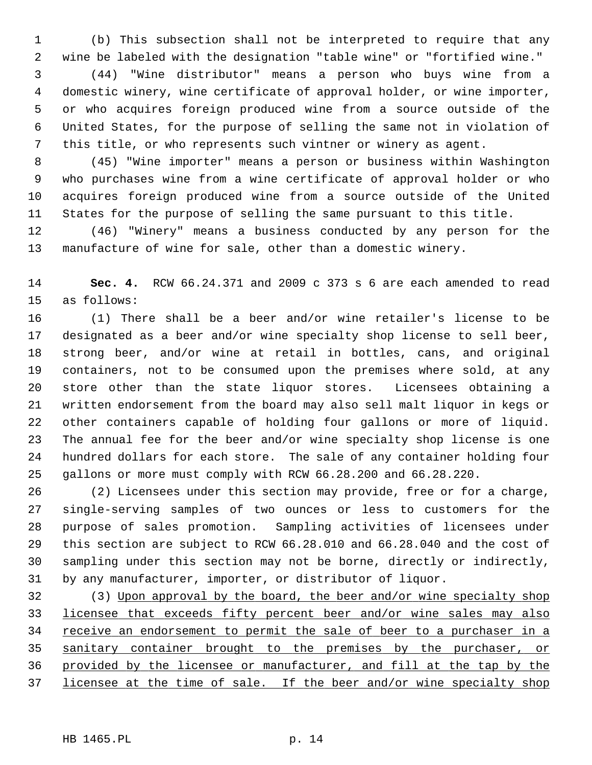(b) This subsection shall not be interpreted to require that any wine be labeled with the designation "table wine" or "fortified wine."

(44) "Wine distributor" means a person who buys wine from a domestic winery, wine certificate of approval holder, or wine importer, or who acquires foreign produced wine from a source outside of the United States, for the purpose of selling the same not in violation of this title, or who represents such vintner or winery as agent.

(45) "Wine importer" means a person or business within Washington who purchases wine from a wine certificate of approval holder or who acquires foreign produced wine from a source outside of the United States for the purpose of selling the same pursuant to this title.

(46) "Winery" means a business conducted by any person for the manufacture of wine for sale, other than a domestic winery.

**Sec. 4.** RCW 66.24.371 and 2009 c 373 s 6 are each amended to read as follows:

(1) There shall be a beer and/or wine retailer's license to be designated as a beer and/or wine specialty shop license to sell beer, strong beer, and/or wine at retail in bottles, cans, and original containers, not to be consumed upon the premises where sold, at any store other than the state liquor stores. Licensees obtaining a written endorsement from the board may also sell malt liquor in kegs or other containers capable of holding four gallons or more of liquid. The annual fee for the beer and/or wine specialty shop license is one hundred dollars for each store. The sale of any container holding four gallons or more must comply with RCW 66.28.200 and 66.28.220.

(2) Licensees under this section may provide, free or for a charge, single-serving samples of two ounces or less to customers for the purpose of sales promotion. Sampling activities of licensees under this section are subject to RCW 66.28.010 and 66.28.040 and the cost of sampling under this section may not be borne, directly or indirectly, by any manufacturer, importer, or distributor of liquor.

(3) <u>Upon approval by the board, the beer and/or wine specialty shop licensee that exceeds fifty percent beer and/or wine sales may also receive an endorsement to permit the sale of beer to a purchaser in a sanitary container brought to the premises by the purchaser, or provided by the licensee or manufacturer, and fill at the tap by the licensee at the time of sale. If the beer and/or wine specialty shop</u>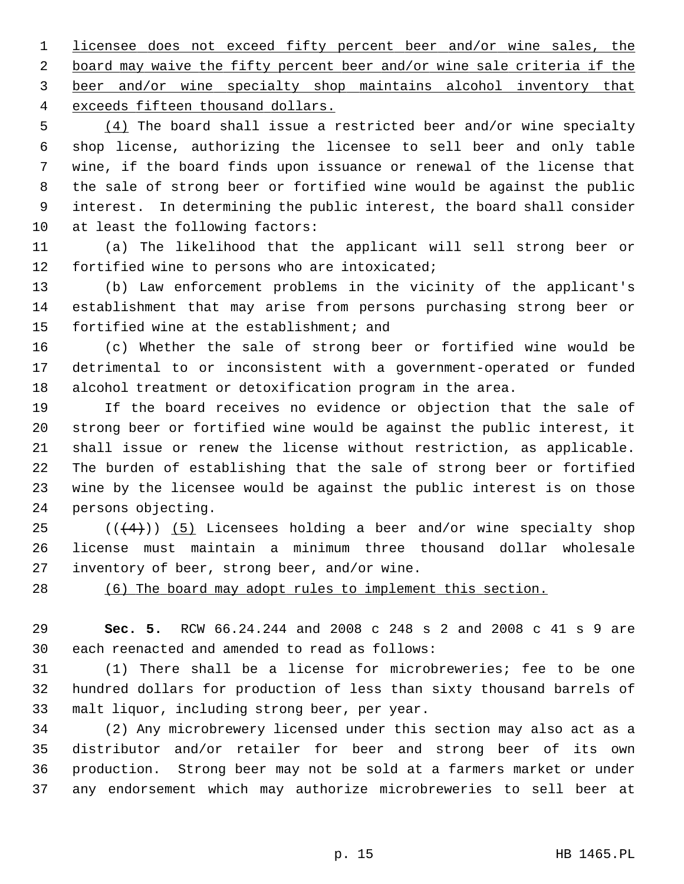licensee does not exceed fifty percent beer and/or wine sales, the board may waive the fifty percent beer and/or wine sale criteria if the beer and/or wine specialty shop maintains alcohol inventory that exceeds fifteen thousand dollars.

(4) The board shall issue a restricted beer and/or wine specialty shop license, authorizing the licensee to sell beer and only table wine, if the board finds upon issuance or renewal of the license that the sale of strong beer or fortified wine would be against the public interest. In determining the public interest, the board shall consider at least the following factors:

(a) The likelihood that the applicant will sell strong beer or fortified wine to persons who are intoxicated;

(b) Law enforcement problems in the vicinity of the applicant's establishment that may arise from persons purchasing strong beer or fortified wine at the establishment; and

(c) Whether the sale of strong beer or fortified wine would be detrimental to or inconsistent with a government-operated or funded alcohol treatment or detoxification program in the area.

If the board receives no evidence or objection that the sale of strong beer or fortified wine would be against the public interest, it shall issue or renew the license without restriction, as applicable. The burden of establishing that the sale of strong beer or fortified wine by the licensee would be against the public interest is on those persons objecting.

~~((4))~~ (5) Licensees holding a beer and/or wine specialty shop license must maintain a minimum three thousand dollar wholesale inventory of beer, strong beer, and/or wine.

(6) The board may adopt rules to implement this section.

**Sec. 5.** RCW 66.24.244 and 2008 c 248 s 2 and 2008 c 41 s 9 are each reenacted and amended to read as follows:

(1) There shall be a license for microbreweries; fee to be one hundred dollars for production of less than sixty thousand barrels of malt liquor, including strong beer, per year.

(2) Any microbrewery licensed under this section may also act as a distributor and/or retailer for beer and strong beer of its own production. Strong beer may not be sold at a farmers market or under any endorsement which may authorize microbreweries to sell beer at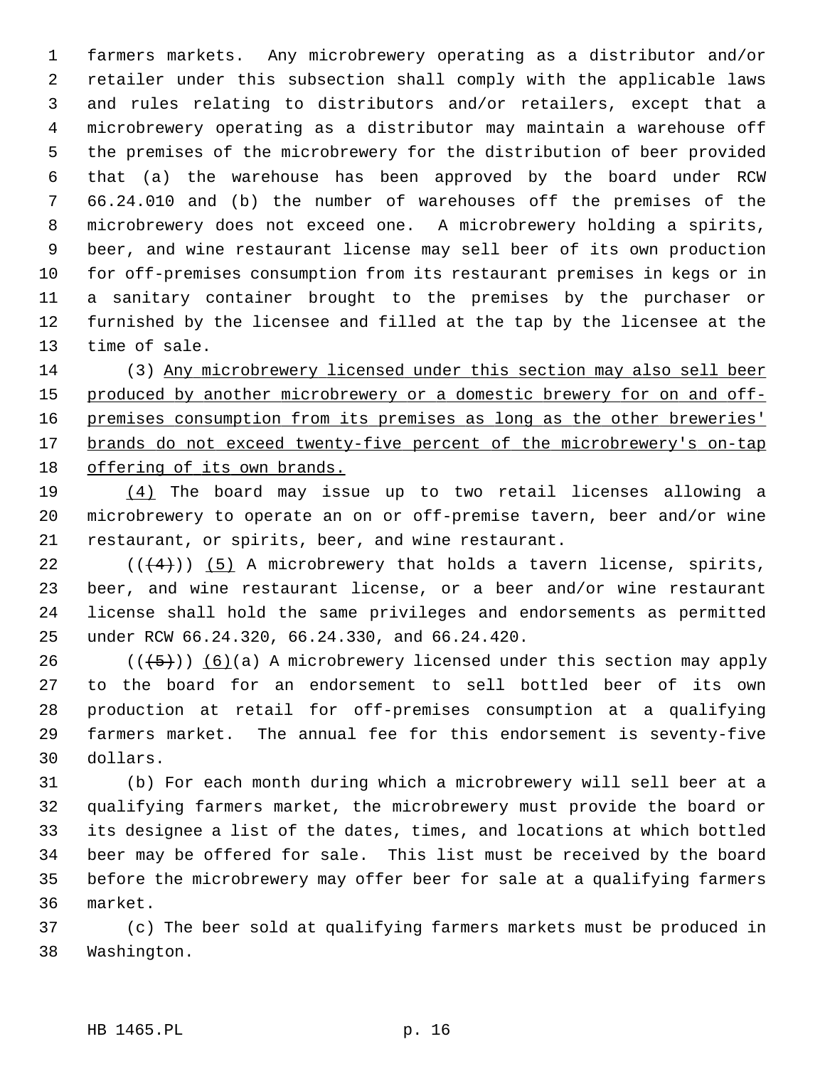farmers markets. Any microbrewery operating as a distributor and/or retailer under this subsection shall comply with the applicable laws and rules relating to distributors and/or retailers, except that a microbrewery operating as a distributor may maintain a warehouse off the premises of the microbrewery for the distribution of beer provided that (a) the warehouse has been approved by the board under RCW 66.24.010 and (b) the number of warehouses off the premises of the microbrewery does not exceed one. A microbrewery holding a spirits, beer, and wine restaurant license may sell beer of its own production for off-premises consumption from its restaurant premises in kegs or in a sanitary container brought to the premises by the purchaser or furnished by the licensee and filled at the tap by the licensee at the time of sale.

(3) Any microbrewery licensed under this section may also sell beer produced by another microbrewery or a domestic brewery for on and off-premises consumption from its premises as long as the other breweries' brands do not exceed twenty-five percent of the microbrewery's on-tap offering of its own brands.

(4) The board may issue up to two retail licenses allowing a microbrewery to operate an on or off-premise tavern, beer and/or wine restaurant, or spirits, beer, and wine restaurant.

(((4))) (5) A microbrewery that holds a tavern license, spirits, beer, and wine restaurant license, or a beer and/or wine restaurant license shall hold the same privileges and endorsements as permitted under RCW 66.24.320, 66.24.330, and 66.24.420.

(((5))) (6)(a) A microbrewery licensed under this section may apply to the board for an endorsement to sell bottled beer of its own production at retail for off-premises consumption at a qualifying farmers market. The annual fee for this endorsement is seventy-five dollars.

(b) For each month during which a microbrewery will sell beer at a qualifying farmers market, the microbrewery must provide the board or its designee a list of the dates, times, and locations at which bottled beer may be offered for sale. This list must be received by the board before the microbrewery may offer beer for sale at a qualifying farmers market.

(c) The beer sold at qualifying farmers markets must be produced in Washington.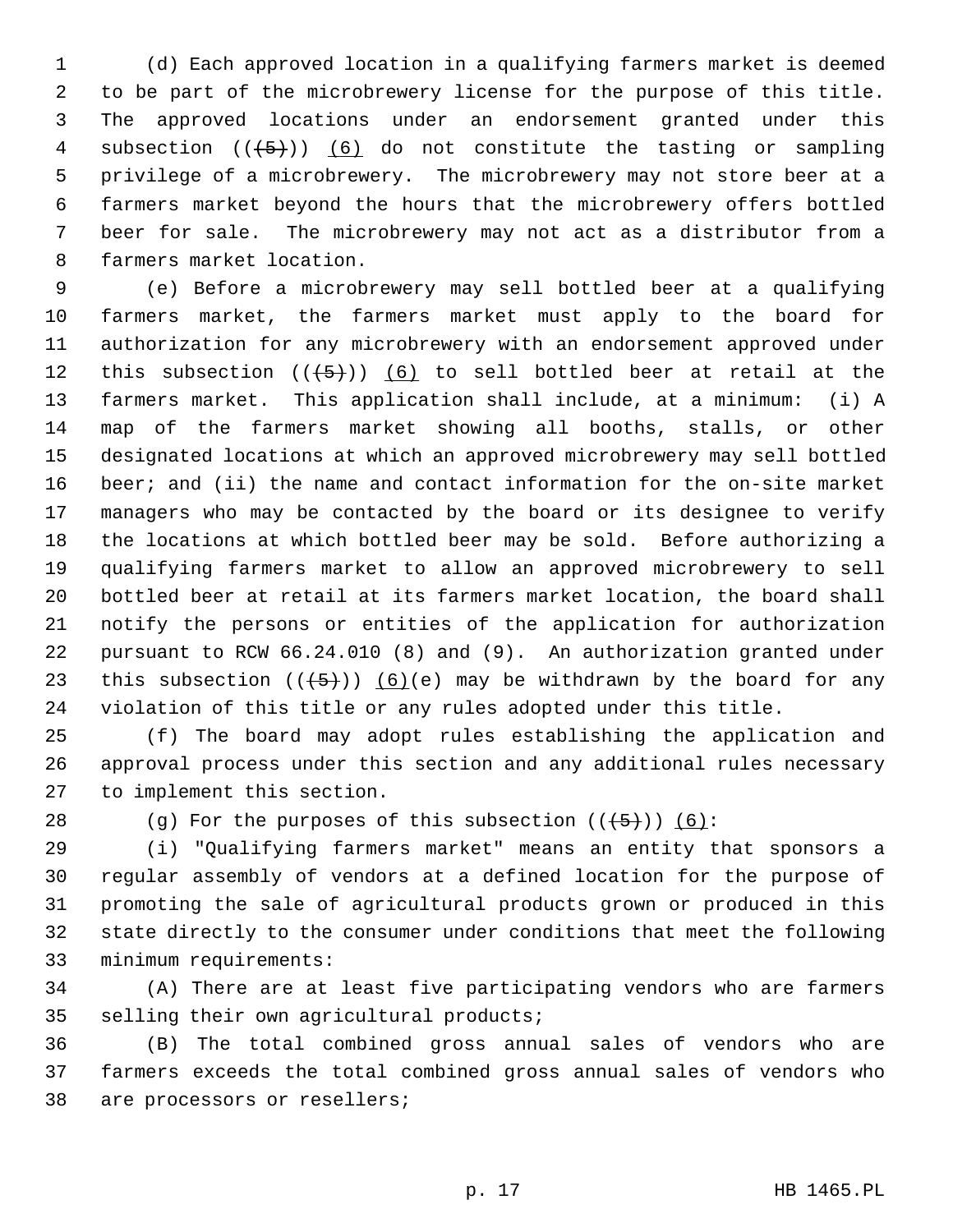(d) Each approved location in a qualifying farmers market is deemed to be part of the microbrewery license for the purpose of this title. The approved locations under an endorsement granted under this subsection ((~~(5)~~)) <u>(6)</u> do not constitute the tasting or sampling privilege of a microbrewery. The microbrewery may not store beer at a farmers market beyond the hours that the microbrewery offers bottled beer for sale. The microbrewery may not act as a distributor from a farmers market location.

(e) Before a microbrewery may sell bottled beer at a qualifying farmers market, the farmers market must apply to the board for authorization for any microbrewery with an endorsement approved under this subsection ((~~(5)~~)) <u>(6)</u> to sell bottled beer at retail at the farmers market. This application shall include, at a minimum: (i) A map of the farmers market showing all booths, stalls, or other designated locations at which an approved microbrewery may sell bottled beer; and (ii) the name and contact information for the on-site market managers who may be contacted by the board or its designee to verify the locations at which bottled beer may be sold. Before authorizing a qualifying farmers market to allow an approved microbrewery to sell bottled beer at retail at its farmers market location, the board shall notify the persons or entities of the application for authorization pursuant to RCW 66.24.010 (8) and (9). An authorization granted under this subsection ((~~(5)~~)) <u>(6)</u>(e) may be withdrawn by the board for any violation of this title or any rules adopted under this title.

(f) The board may adopt rules establishing the application and approval process under this section and any additional rules necessary to implement this section.

(g) For the purposes of this subsection ((~~(5)~~)) <u>(6)</u>:

(i) "Qualifying farmers market" means an entity that sponsors a regular assembly of vendors at a defined location for the purpose of promoting the sale of agricultural products grown or produced in this state directly to the consumer under conditions that meet the following minimum requirements:

(A) There are at least five participating vendors who are farmers selling their own agricultural products;

(B) The total combined gross annual sales of vendors who are farmers exceeds the total combined gross annual sales of vendors who are processors or resellers;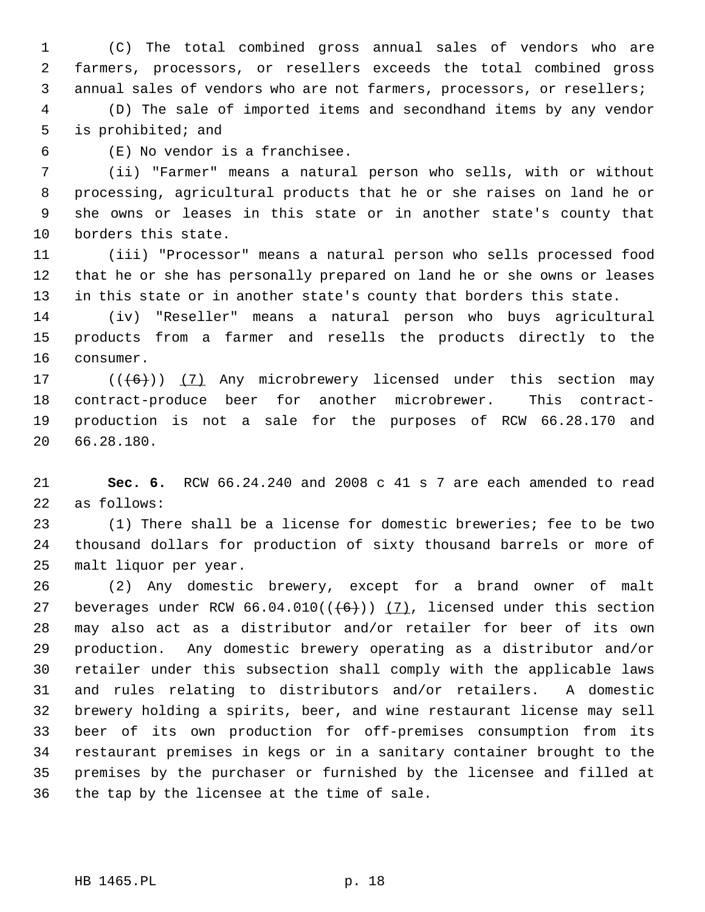(C) The total combined gross annual sales of vendors who are farmers, processors, or resellers exceeds the total combined gross annual sales of vendors who are not farmers, processors, or resellers;

(D) The sale of imported items and secondhand items by any vendor is prohibited; and

(E) No vendor is a franchisee.

(ii) "Farmer" means a natural person who sells, with or without processing, agricultural products that he or she raises on land he or she owns or leases in this state or in another state's county that borders this state.

(iii) "Processor" means a natural person who sells processed food that he or she has personally prepared on land he or she owns or leases in this state or in another state's county that borders this state.

(iv) "Reseller" means a natural person who buys agricultural products from a farmer and resells the products directly to the consumer.

(((6))) (7) Any microbrewery licensed under this section may contract-produce beer for another microbrewer. This contract-production is not a sale for the purposes of RCW 66.28.170 and 66.28.180.

**Sec. 6.** RCW 66.24.240 and 2008 c 41 s 7 are each amended to read as follows:

(1) There shall be a license for domestic breweries; fee to be two thousand dollars for production of sixty thousand barrels or more of malt liquor per year.

(2) Any domestic brewery, except for a brand owner of malt beverages under RCW 66.04.010(((6))) (7), licensed under this section may also act as a distributor and/or retailer for beer of its own production. Any domestic brewery operating as a distributor and/or retailer under this subsection shall comply with the applicable laws and rules relating to distributors and/or retailers. A domestic brewery holding a spirits, beer, and wine restaurant license may sell beer of its own production for off-premises consumption from its restaurant premises in kegs or in a sanitary container brought to the premises by the purchaser or furnished by the licensee and filled at the tap by the licensee at the time of sale.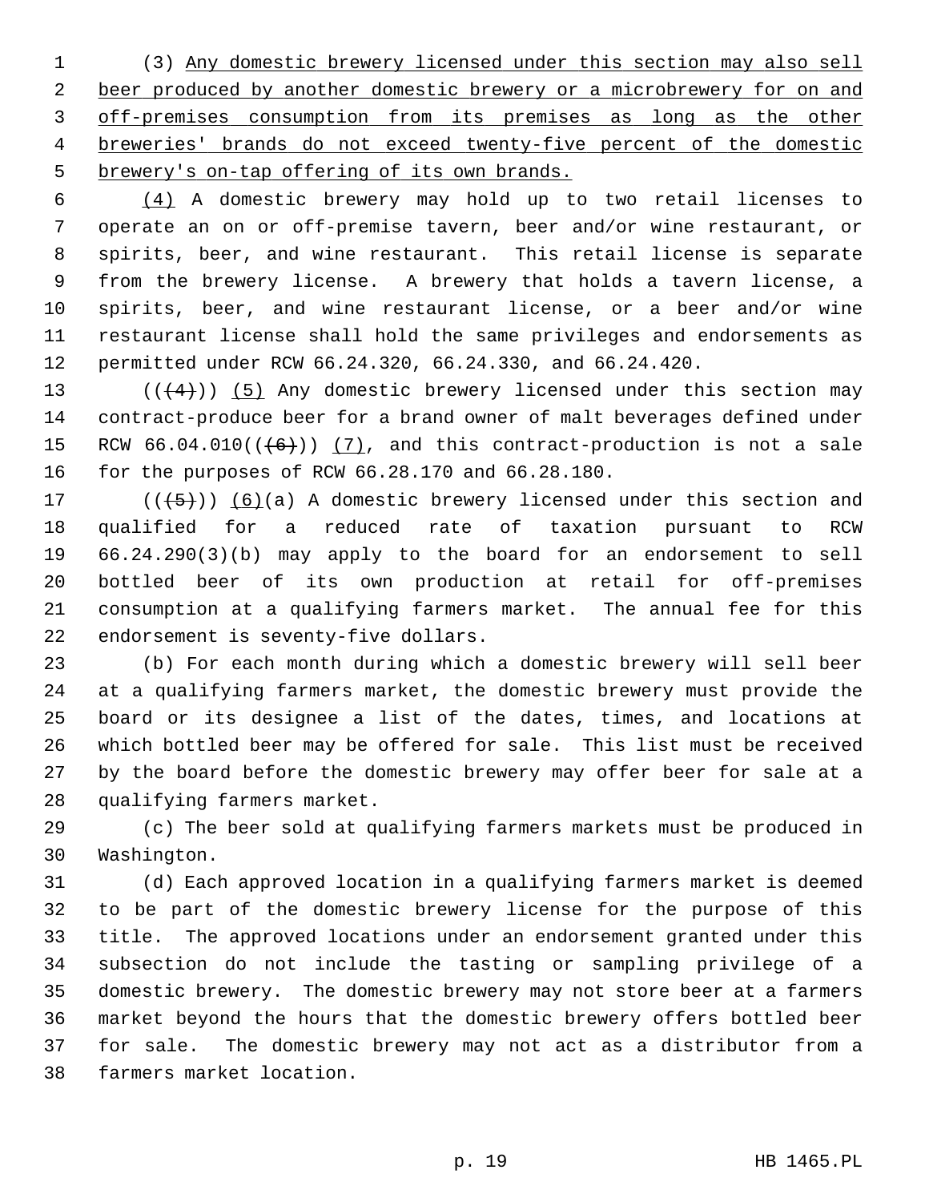(3) Any domestic brewery licensed under this section may also sell beer produced by another domestic brewery or a microbrewery for on and off-premises consumption from its premises as long as the other breweries' brands do not exceed twenty-five percent of the domestic brewery's on-tap offering of its own brands.

(4) A domestic brewery may hold up to two retail licenses to operate an on or off-premise tavern, beer and/or wine restaurant, or spirits, beer, and wine restaurant. This retail license is separate from the brewery license. A brewery that holds a tavern license, a spirits, beer, and wine restaurant license, or a beer and/or wine restaurant license shall hold the same privileges and endorsements as permitted under RCW 66.24.320, 66.24.330, and 66.24.420.

(((4))) (5) Any domestic brewery licensed under this section may contract-produce beer for a brand owner of malt beverages defined under RCW 66.04.010(((6))) (7), and this contract-production is not a sale for the purposes of RCW 66.28.170 and 66.28.180.

(((5))) (6)(a) A domestic brewery licensed under this section and qualified for a reduced rate of taxation pursuant to RCW 66.24.290(3)(b) may apply to the board for an endorsement to sell bottled beer of its own production at retail for off-premises consumption at a qualifying farmers market. The annual fee for this endorsement is seventy-five dollars.

(b) For each month during which a domestic brewery will sell beer at a qualifying farmers market, the domestic brewery must provide the board or its designee a list of the dates, times, and locations at which bottled beer may be offered for sale. This list must be received by the board before the domestic brewery may offer beer for sale at a qualifying farmers market.

(c) The beer sold at qualifying farmers markets must be produced in Washington.

(d) Each approved location in a qualifying farmers market is deemed to be part of the domestic brewery license for the purpose of this title. The approved locations under an endorsement granted under this subsection do not include the tasting or sampling privilege of a domestic brewery. The domestic brewery may not store beer at a farmers market beyond the hours that the domestic brewery offers bottled beer for sale. The domestic brewery may not act as a distributor from a farmers market location.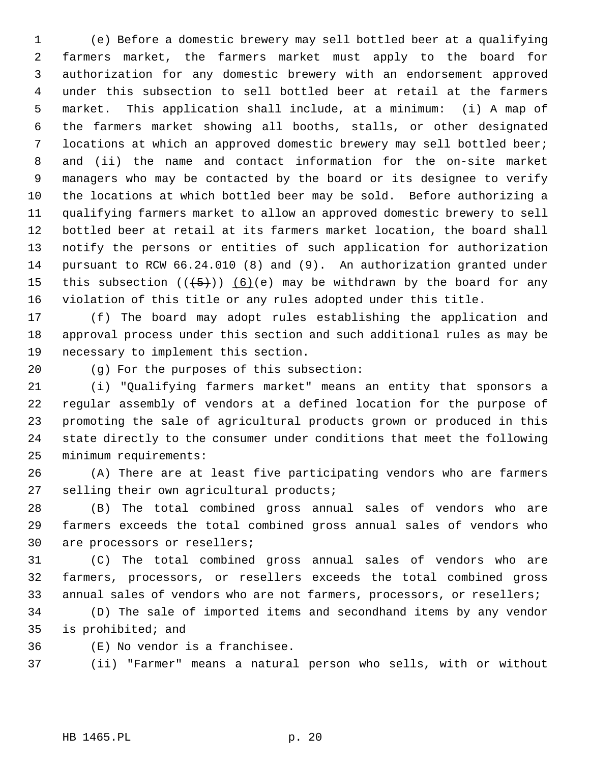(e) Before a domestic brewery may sell bottled beer at a qualifying farmers market, the farmers market must apply to the board for authorization for any domestic brewery with an endorsement approved under this subsection to sell bottled beer at retail at the farmers market. This application shall include, at a minimum: (i) A map of the farmers market showing all booths, stalls, or other designated locations at which an approved domestic brewery may sell bottled beer; and (ii) the name and contact information for the on-site market managers who may be contacted by the board or its designee to verify the locations at which bottled beer may be sold. Before authorizing a qualifying farmers market to allow an approved domestic brewery to sell bottled beer at retail at its farmers market location, the board shall notify the persons or entities of such application for authorization pursuant to RCW 66.24.010 (8) and (9). An authorization granted under this subsection ((~~(5)~~)) (6)(e) may be withdrawn by the board for any violation of this title or any rules adopted under this title.

(f) The board may adopt rules establishing the application and approval process under this section and such additional rules as may be necessary to implement this section.

(g) For the purposes of this subsection:

(i) "Qualifying farmers market" means an entity that sponsors a regular assembly of vendors at a defined location for the purpose of promoting the sale of agricultural products grown or produced in this state directly to the consumer under conditions that meet the following minimum requirements:

(A) There are at least five participating vendors who are farmers selling their own agricultural products;

(B) The total combined gross annual sales of vendors who are farmers exceeds the total combined gross annual sales of vendors who are processors or resellers;

(C) The total combined gross annual sales of vendors who are farmers, processors, or resellers exceeds the total combined gross annual sales of vendors who are not farmers, processors, or resellers;

(D) The sale of imported items and secondhand items by any vendor is prohibited; and

(E) No vendor is a franchisee.

(ii) "Farmer" means a natural person who sells, with or without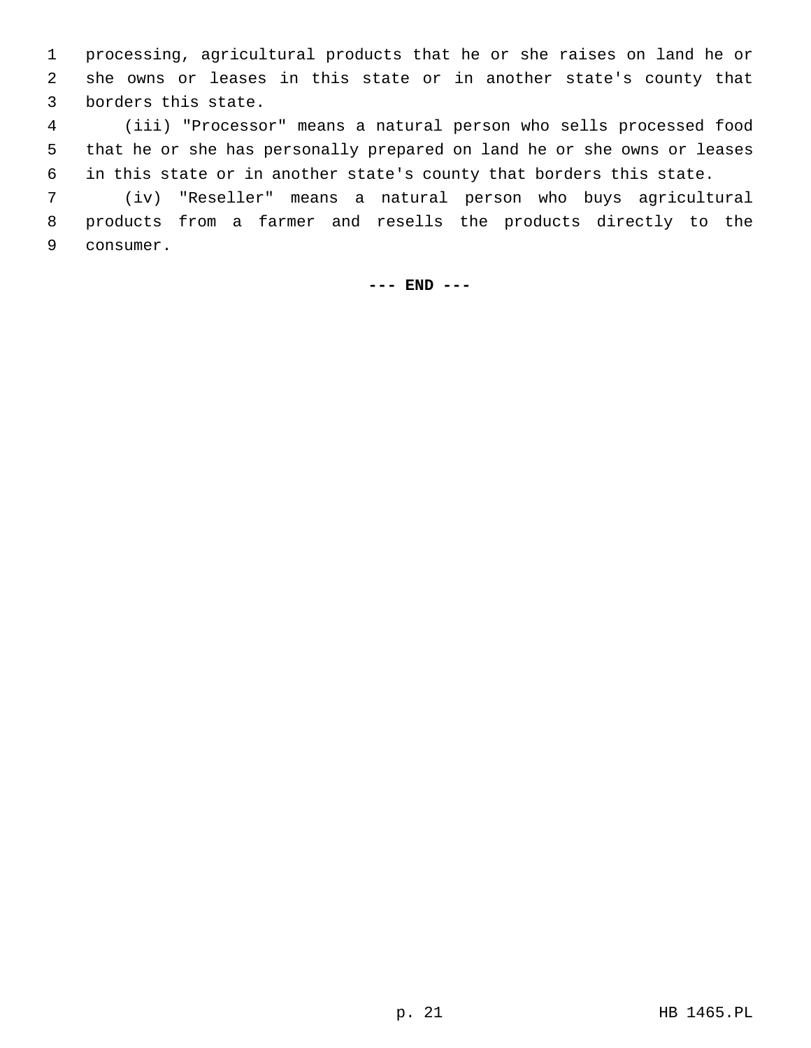processing, agricultural products that he or she raises on land he or she owns or leases in this state or in another state's county that borders this state.

(iii) "Processor" means a natural person who sells processed food that he or she has personally prepared on land he or she owns or leases in this state or in another state's county that borders this state.

(iv) "Reseller" means a natural person who buys agricultural products from a farmer and resells the products directly to the consumer.

**--- END ---**